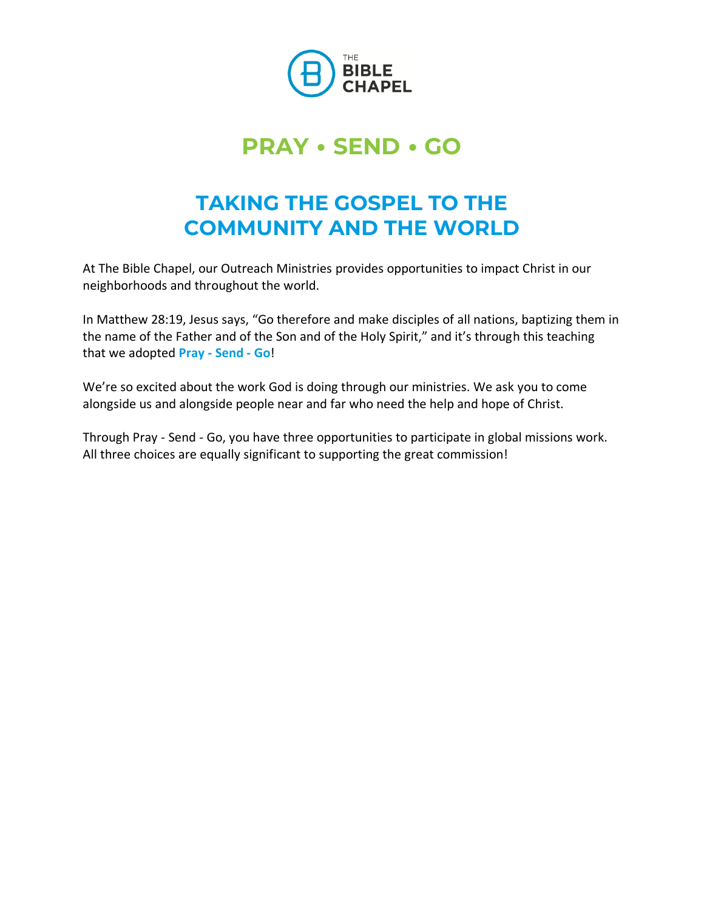THE BIBLE CHAPEL

# PRAY • SEND • GO

## TAKING THE GOSPEL TO THE COMMUNITY AND THE WORLD

At The Bible Chapel, our Outreach Ministries provides opportunities to impact Christ in our neighborhoods and throughout the world.

In Matthew 28:19, Jesus says, “Go therefore and make disciples of all nations, baptizing them in the name of the Father and of the Son and of the Holy Spirit,” and it’s through this teaching that we adopted **Pray - Send - Go**!

We’re so excited about the work God is doing through our ministries. We ask you to come alongside us and alongside people near and far who need the help and hope of Christ.

Through Pray - Send - Go, you have three opportunities to participate in global missions work. All three choices are equally significant to supporting the great commission!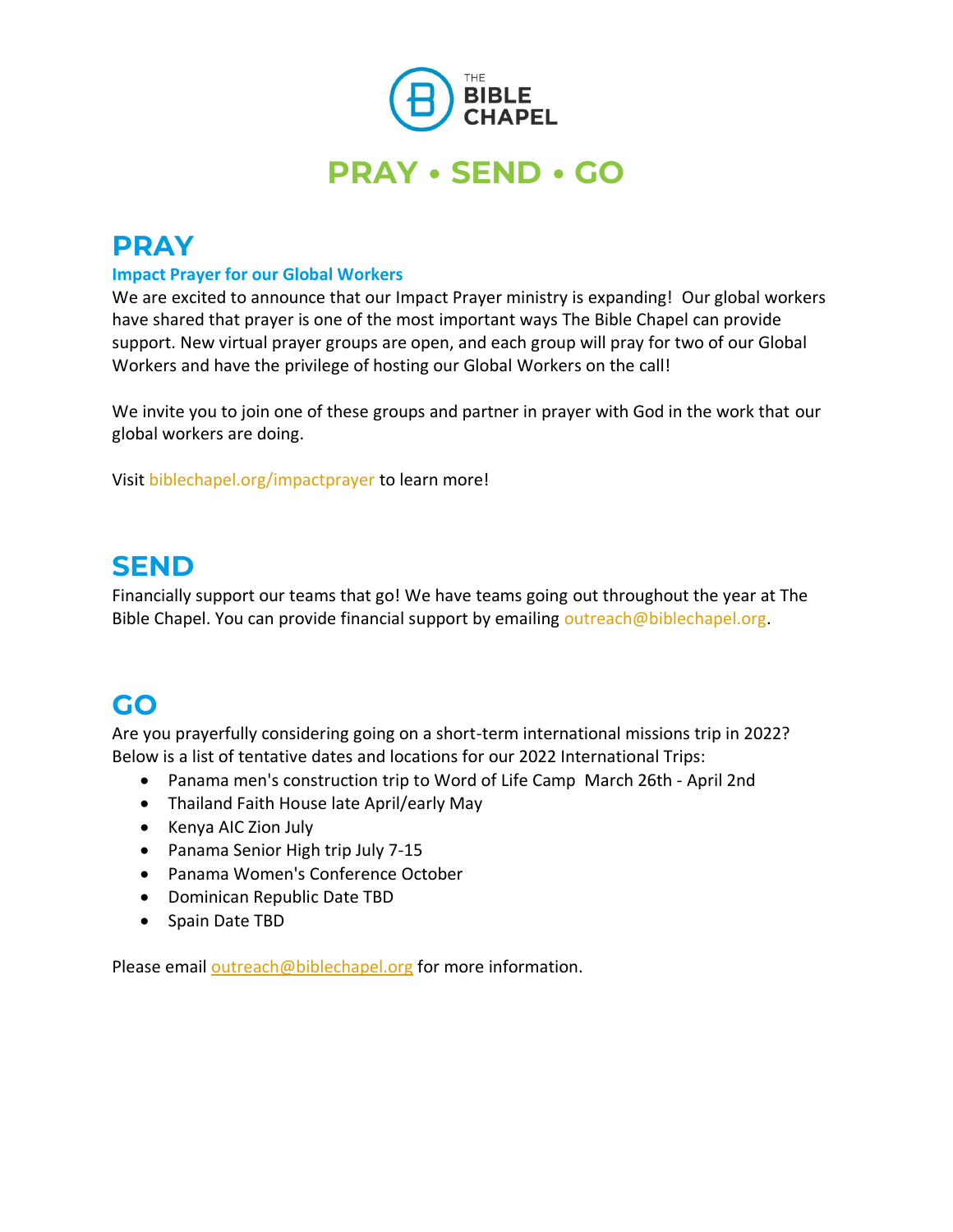THE BIBLE CHAPEL

# PRAY • SEND • GO

## PRAY

### Impact Prayer for our Global Workers

We are excited to announce that our Impact Prayer ministry is expanding! Our global workers have shared that prayer is one of the most important ways The Bible Chapel can provide support. New virtual prayer groups are open, and each group will pray for two of our Global Workers and have the privilege of hosting our Global Workers on the call!

We invite you to join one of these groups and partner in prayer with God in the work that our global workers are doing.

Visit biblechapel.org/impactprayer to learn more!

## SEND

Financially support our teams that go! We have teams going out throughout the year at The Bible Chapel. You can provide financial support by emailing outreach@biblechapel.org.

## GO

Are you prayerfully considering going on a short-term international missions trip in 2022? Below is a list of tentative dates and locations for our 2022 International Trips:

- Panama men's construction trip to Word of Life Camp March 26th - April 2nd
- Thailand Faith House late April/early May
- Kenya AIC Zion July
- Panama Senior High trip July 7-15
- Panama Women's Conference October
- Dominican Republic Date TBD
- Spain Date TBD

Please email outreach@biblechapel.org for more information.